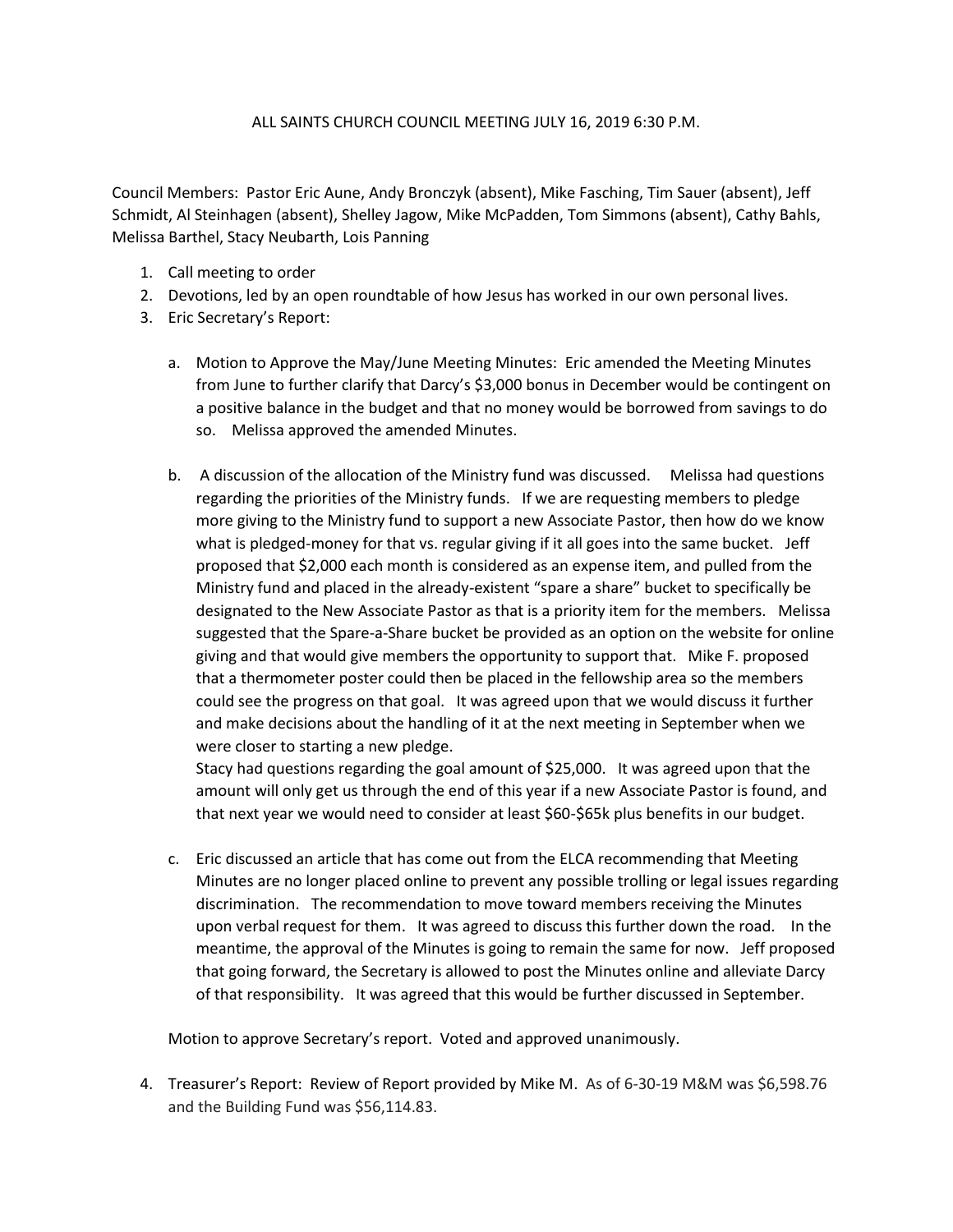# ALL SAINTS CHURCH COUNCIL MEETING JULY 16, 2019 6:30 P.M.

Council Members: Pastor Eric Aune, Andy Bronczyk (absent), Mike Fasching, Tim Sauer (absent), Jeff Schmidt, Al Steinhagen (absent), Shelley Jagow, Mike McPadden, Tom Simmons (absent), Cathy Bahls, Melissa Barthel, Stacy Neubarth, Lois Panning

1. Call meeting to order
2. Devotions, led by an open roundtable of how Jesus has worked in our own personal lives.
3. Eric Secretary's Report:

   a. Motion to Approve the May/June Meeting Minutes: Eric amended the Meeting Minutes from June to further clarify that Darcy's $3,000 bonus in December would be contingent on a positive balance in the budget and that no money would be borrowed from savings to do so. Melissa approved the amended Minutes.

   b. A discussion of the allocation of the Ministry fund was discussed. Melissa had questions regarding the priorities of the Ministry funds. If we are requesting members to pledge more giving to the Ministry fund to support a new Associate Pastor, then how do we know what is pledged-money for that vs. regular giving if it all goes into the same bucket. Jeff proposed that $2,000 each month is considered as an expense item, and pulled from the Ministry fund and placed in the already-existent "spare a share" bucket to specifically be designated to the New Associate Pastor as that is a priority item for the members. Melissa suggested that the Spare-a-Share bucket be provided as an option on the website for online giving and that would give members the opportunity to support that. Mike F. proposed that a thermometer poster could then be placed in the fellowship area so the members could see the progress on that goal. It was agreed upon that we would discuss it further and make decisions about the handling of it at the next meeting in September when we were closer to starting a new pledge.
   Stacy had questions regarding the goal amount of $25,000. It was agreed upon that the amount will only get us through the end of this year if a new Associate Pastor is found, and that next year we would need to consider at least $60-$65k plus benefits in our budget.

   c. Eric discussed an article that has come out from the ELCA recommending that Meeting Minutes are no longer placed online to prevent any possible trolling or legal issues regarding discrimination. The recommendation to move toward members receiving the Minutes upon verbal request for them. It was agreed to discuss this further down the road. In the meantime, the approval of the Minutes is going to remain the same for now. Jeff proposed that going forward, the Secretary is allowed to post the Minutes online and alleviate Darcy of that responsibility. It was agreed that this would be further discussed in September.

   Motion to approve Secretary's report. Voted and approved unanimously.

4. Treasurer's Report: Review of Report provided by Mike M. As of 6-30-19 M&M was $6,598.76 and the Building Fund was $56,114.83.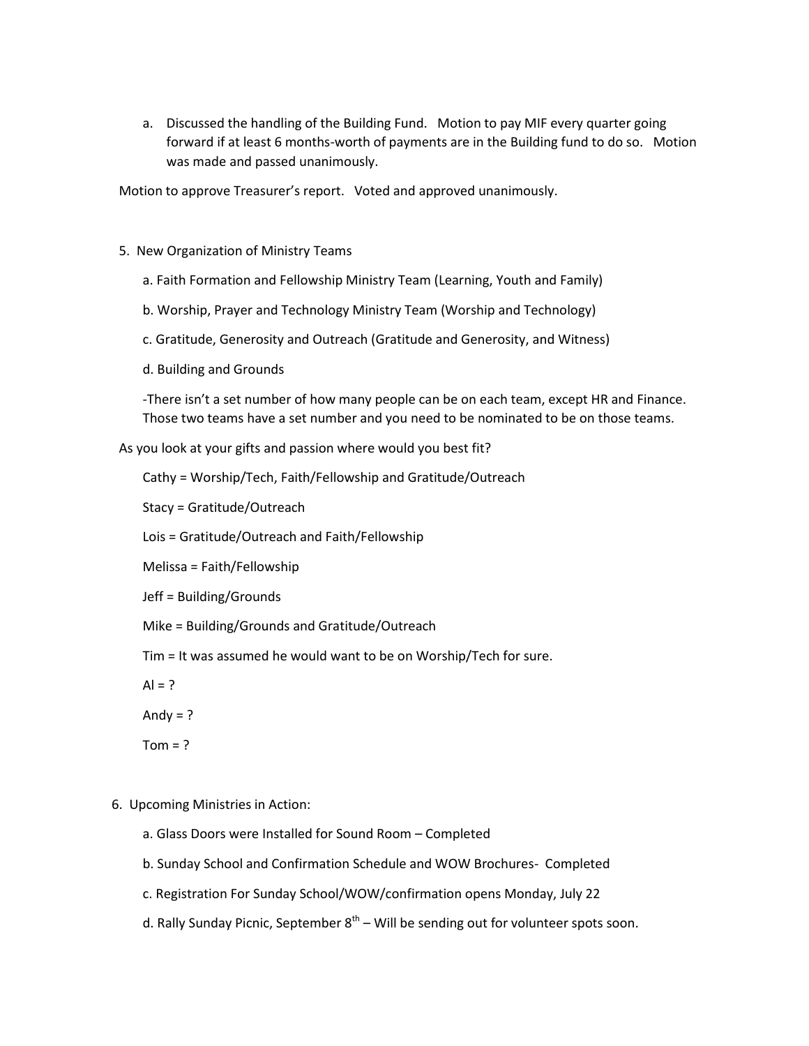a. Discussed the handling of the Building Fund. Motion to pay MIF every quarter going forward if at least 6 months-worth of payments are in the Building fund to do so. Motion was made and passed unanimously.

Motion to approve Treasurer's report. Voted and approved unanimously.

5. New Organization of Ministry Teams

   a. Faith Formation and Fellowship Ministry Team (Learning, Youth and Family)

   b. Worship, Prayer and Technology Ministry Team (Worship and Technology)

   c. Gratitude, Generosity and Outreach (Gratitude and Generosity, and Witness)

   d. Building and Grounds

   -There isn't a set number of how many people can be on each team, except HR and Finance. Those two teams have a set number and you need to be nominated to be on those teams.

As you look at your gifts and passion where would you best fit?

   Cathy = Worship/Tech, Faith/Fellowship and Gratitude/Outreach

   Stacy = Gratitude/Outreach

   Lois = Gratitude/Outreach and Faith/Fellowship

   Melissa = Faith/Fellowship

   Jeff = Building/Grounds

   Mike = Building/Grounds and Gratitude/Outreach

   Tim = It was assumed he would want to be on Worship/Tech for sure.

   Al = ?

   Andy = ?

   Tom = ?

6. Upcoming Ministries in Action:

   a. Glass Doors were Installed for Sound Room – Completed

   b. Sunday School and Confirmation Schedule and WOW Brochures- Completed

   c. Registration For Sunday School/WOW/confirmation opens Monday, July 22

   d. Rally Sunday Picnic, September 8th – Will be sending out for volunteer spots soon.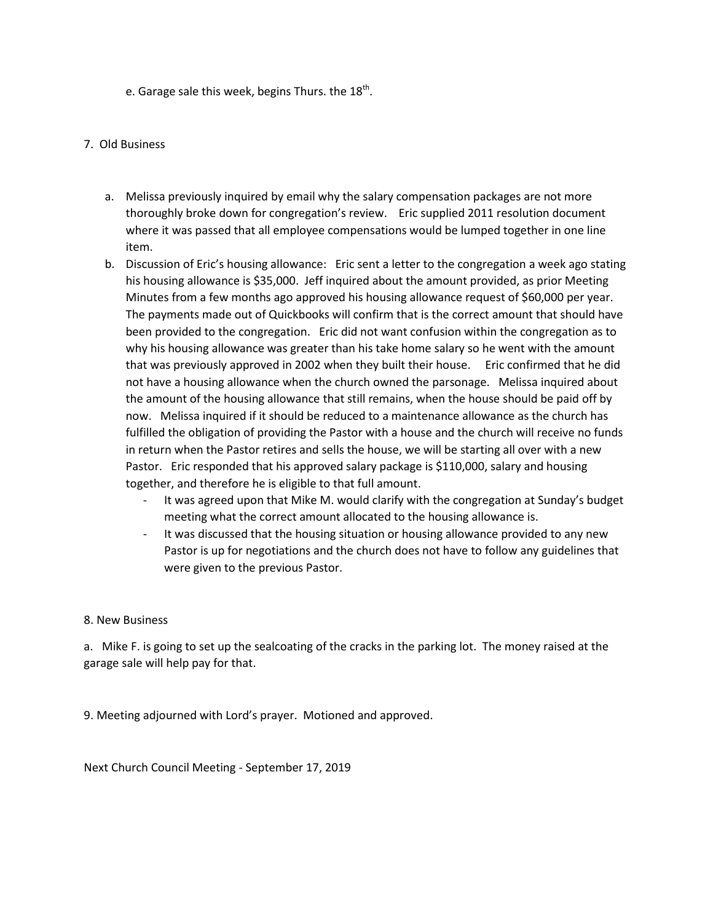e. Garage sale this week, begins Thurs. the 18th.

7. Old Business

a. Melissa previously inquired by email why the salary compensation packages are not more thoroughly broke down for congregation's review. Eric supplied 2011 resolution document where it was passed that all employee compensations would be lumped together in one line item.
b. Discussion of Eric's housing allowance: Eric sent a letter to the congregation a week ago stating his housing allowance is $35,000. Jeff inquired about the amount provided, as prior Meeting Minutes from a few months ago approved his housing allowance request of $60,000 per year. The payments made out of Quickbooks will confirm that is the correct amount that should have been provided to the congregation. Eric did not want confusion within the congregation as to why his housing allowance was greater than his take home salary so he went with the amount that was previously approved in 2002 when they built their house. Eric confirmed that he did not have a housing allowance when the church owned the parsonage. Melissa inquired about the amount of the housing allowance that still remains, when the house should be paid off by now. Melissa inquired if it should be reduced to a maintenance allowance as the church has fulfilled the obligation of providing the Pastor with a house and the church will receive no funds in return when the Pastor retires and sells the house, we will be starting all over with a new Pastor. Eric responded that his approved salary package is $110,000, salary and housing together, and therefore he is eligible to that full amount.
   - It was agreed upon that Mike M. would clarify with the congregation at Sunday's budget meeting what the correct amount allocated to the housing allowance is.
   - It was discussed that the housing situation or housing allowance provided to any new Pastor is up for negotiations and the church does not have to follow any guidelines that were given to the previous Pastor.

8. New Business

a. Mike F. is going to set up the sealcoating of the cracks in the parking lot. The money raised at the garage sale will help pay for that.

9. Meeting adjourned with Lord's prayer. Motioned and approved.

Next Church Council Meeting - September 17, 2019